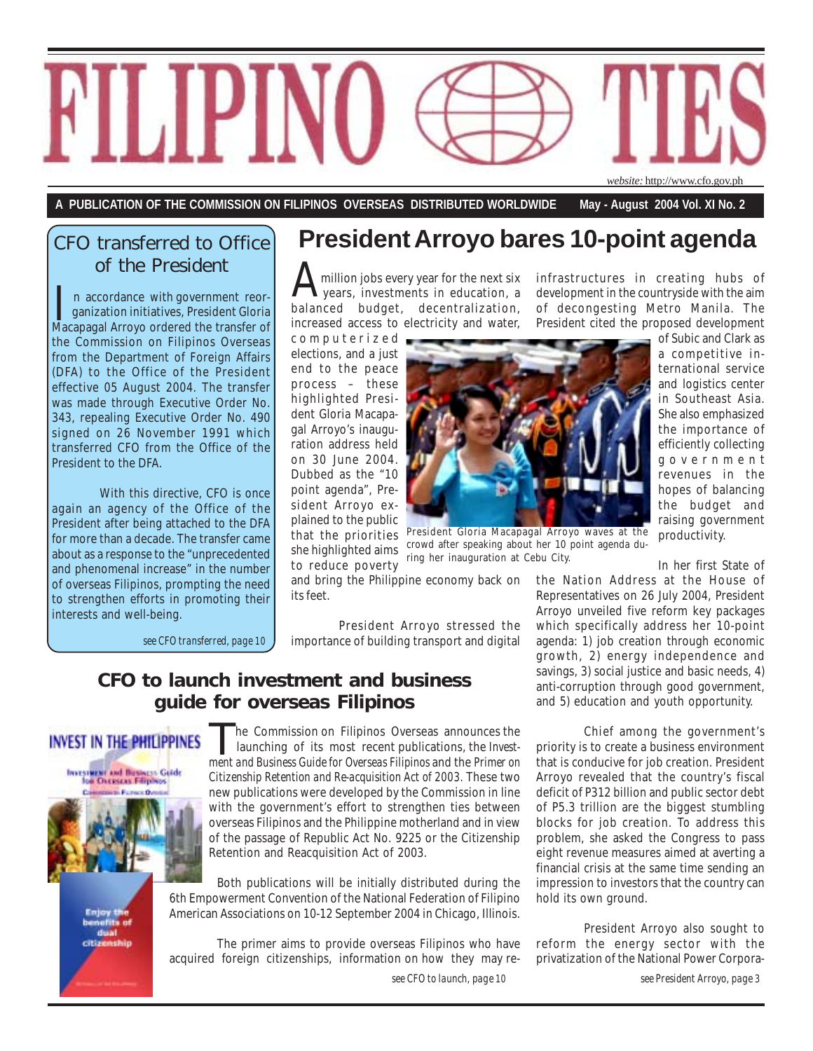# FILIPINO TIES

*website:* http://www.cfo.gov.ph

**A PUBLICATION OF THE COMMISSION ON FILIPINOS OVERSEAS DISTRIBUTED WORLDWIDE** **May - August 2004 Vol. XI No. 2**

## CFO transferred to Office of the President

In accordance with government reorganization initiatives, President Gloria Macapagal Arroyo ordered the transfer of the Commission on Filipinos Overseas from the Department of Foreign Affairs (DFA) to the Office of the President effective 05 August 2004. The transfer was made through Executive Order No. 343, repealing Executive Order No. 490 signed on 26 November 1991 which transferred CFO from the Office of the President to the DFA.

With this directive, CFO is once again an agency of the Office of the President after being attached to the DFA for more than a decade. The transfer came about as a response to the "unprecedented and phenomenal increase" in the number of overseas Filipinos, prompting the need to strengthen efforts in promoting their interests and well-being.

*see CFO transferred, page 10*

## President Arroyo bares 10-point agenda

A million jobs every year for the next six years, investments in education, a balanced budget, decentralization, increased access to electricity and water, computerized elections, and a just end to the peace process – these highlighted President Gloria Macapagal Arroyo's inauguration address held on 30 June 2004. Dubbed as the "10 point agenda", President Arroyo explained to the public that the priorities she highlighted aims to reduce poverty and bring the Philippine economy back on its feet.

President Gloria Macapagal Arroyo waves at the crowd after speaking about her 10 point agenda during her inauguration at Cebu City.

President Arroyo stressed the importance of building transport and digital infrastructures in creating hubs of development in the countryside with the aim of decongesting Metro Manila. The President cited the proposed development of Subic and Clark as a competitive international service and logistics center in Southeast Asia. She also emphasized the importance of efficiently collecting government revenues in the hopes of balancing the budget and raising government productivity.

In her first State of the Nation Address at the House of Representatives on 26 July 2004, President Arroyo unveiled five reform key packages which specifically address her 10-point agenda: 1) job creation through economic growth, 2) energy independence and savings, 3) social justice and basic needs, 4) anti-corruption through good government, and 5) education and youth opportunity.

Chief among the government's priority is to create a business environment that is conducive for job creation. President Arroyo revealed that the country's fiscal deficit of P312 billion and public sector debt of P5.3 trillion are the biggest stumbling blocks for job creation. To address this problem, she asked the Congress to pass eight revenue measures aimed at averting a financial crisis at the same time sending an impression to investors that the country can hold its own ground.

President Arroyo also sought to reform the energy sector with the privatization of the National Power Corpora-

*see President Arroyo, page 3*

## CFO to launch investment and business guide for overseas Filipinos

INVEST IN THE PHILIPPINES

Investment and Business Guide for Overseas Filipinos

Commission on Filipinos Overseas

Enjoy the benefits of dual citizenship

The Commission on Filipinos Overseas announces the launching of its most recent publications, the *Investment and Business Guide for Overseas Filipinos* and the *Primer on Citizenship Retention and Re-acquisition Act of 2003.* These two new publications were developed by the Commission in line with the government's effort to strengthen ties between overseas Filipinos and the Philippine motherland and in view of the passage of Republic Act No. 9225 or the Citizenship Retention and Reacquisition Act of 2003.

Both publications will be initially distributed during the 6th Empowerment Convention of the National Federation of Filipino American Associations on 10-12 September 2004 in Chicago, Illinois.

The primer aims to provide overseas Filipinos who have acquired foreign citizenships, information on how they may re-

*see CFO to launch, page 10*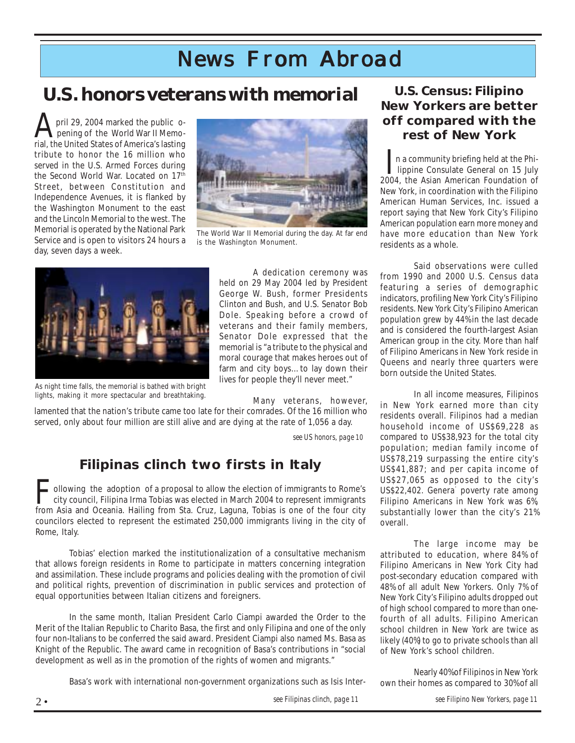# News From Abroad

## U.S. honors veterans with memorial

April 29, 2004 marked the public opening of the World War II Memorial, the United States of America's lasting tribute to honor the 16 million who served in the U.S. Armed Forces during the Second World War. Located on 17th Street, between Constitution and Independence Avenues, it is flanked by the Washington Monument to the east and the Lincoln Memorial to the west. The Memorial is operated by the National Park Service and is open to visitors 24 hours a day, seven days a week.

The World War II Memorial during the day. At far end is the Washington Monument.

As night time falls, the memorial is bathed with bright lights, making it more spectacular and breathtaking.

A dedication ceremony was held on 29 May 2004 led by President George W. Bush, former Presidents Clinton and Bush, and U.S. Senator Bob Dole. Speaking before a crowd of veterans and their family members, Senator Dole expressed that the memorial is "a tribute to the physical and moral courage that makes heroes out of farm and city boys... to lay down their lives for people they'll never meet."

Many veterans, however, lamented that the nation's tribute came too late for their comrades. Of the 16 million who served, only about four million are still alive and are dying at the rate of 1,056 a day.

*see US honors, page 10*

## Filipinas clinch two firsts in Italy

Following the adoption of a proposal to allow the election of immigrants to Rome's city council, Filipina Irma Tobias was elected in March 2004 to represent immigrants from Asia and Oceania. Hailing from Sta. Cruz, Laguna, Tobias is one of the four city councilors elected to represent the estimated 250,000 immigrants living in the city of Rome, Italy.

Tobias' election marked the institutionalization of a consultative mechanism that allows foreign residents in Rome to participate in matters concerning integration and assimilation. These include programs and policies dealing with the promotion of civil and political rights, prevention of discrimination in public services and protection of equal opportunities between Italian citizens and foreigners.

In the same month, Italian President Carlo Ciampi awarded the Order to the Merit of the Italian Republic to Charito Basa, the first and only Filipina and one of the only four non-Italians to be conferred the said award. President Ciampi also named Ms. Basa as Knight of the Republic. The award came in recognition of Basa's contributions in "social development as well as in the promotion of the rights of women and migrants."

Basa's work with international non-government organizations such as Isis Inter-

*see Filipinas clinch, page 11*

## U.S. Census: Filipino New Yorkers are better off compared with the rest of New York

In a community briefing held at the Philippine Consulate General on 15 July 2004, the Asian American Foundation of New York, in coordination with the Filipino American Human Services, Inc. issued a report saying that New York City's Filipino American population earn more money and have more education than New York residents as a whole.

Said observations were culled from 1990 and 2000 U.S. Census data featuring a series of demographic indicators, profiling New York City's Filipino residents. New York City's Filipino American population grew by 44% in the last decade and is considered the fourth-largest Asian American group in the city. More than half of Filipino Americans in New York reside in Queens and nearly three quarters were born outside the United States.

In all income measures, Filipinos in New York earned more than city residents overall. Filipinos had a median household income of US$69,228 as compared to US$38,923 for the total city population; median family income of US$78,219 surpassing the entire city's US$41,887; and per capita income of US$27,065 as opposed to the city's US$22,402. General poverty rate among Filipino Americans in New York was 6%, substantially lower than the city's 21% overall.

The large income may be attributed to education, where 84% of Filipino Americans in New York City had post-secondary education compared with 48% of all adult New Yorkers. Only 7% of New York City's Filipino adults dropped out of high school compared to more than one-fourth of all adults. Filipino American school children in New York are twice as likely (40%) to go to private schools than all of New York's school children.

Nearly 40% of Filipinos in New York own their homes as compared to 30% of all

*see Filipino New Yorkers, page 11*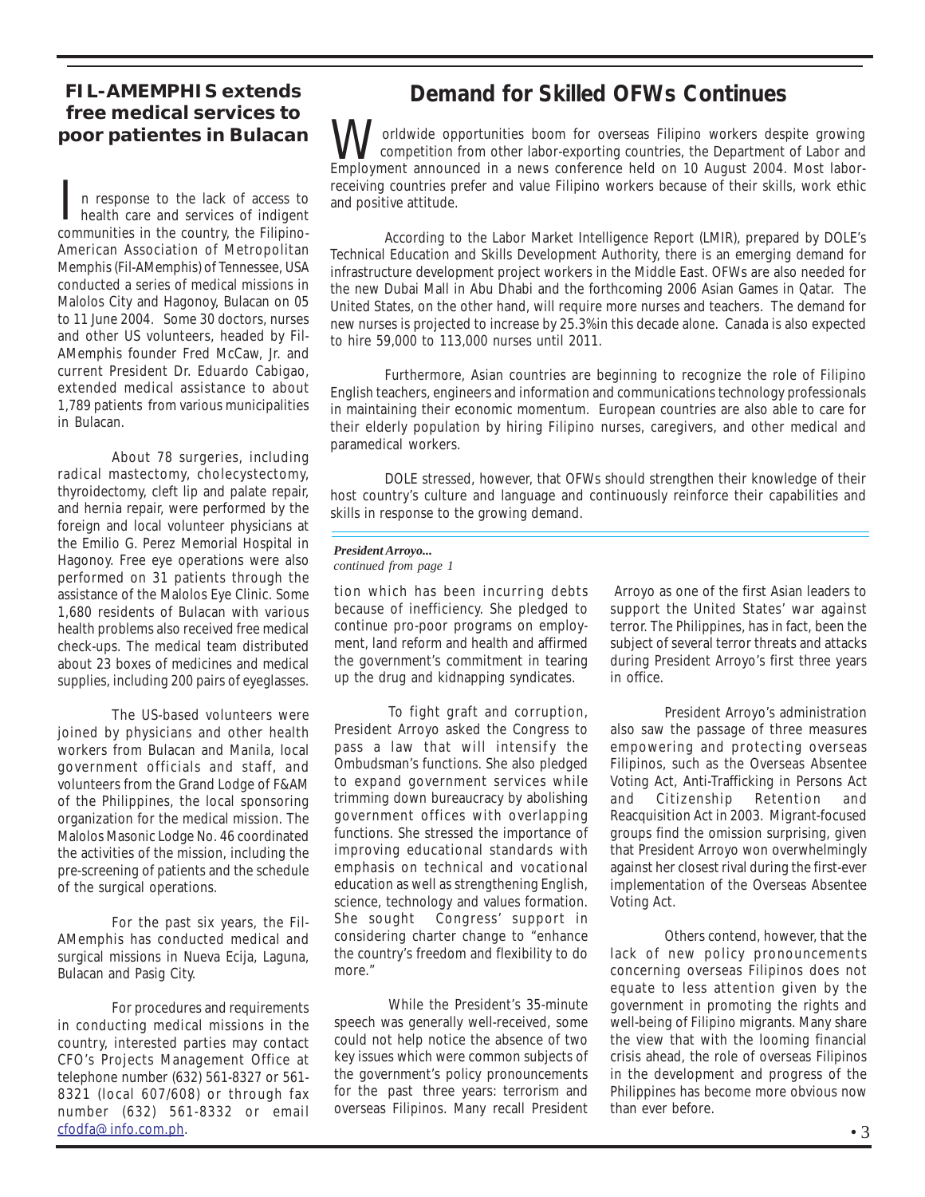## FIL-AMEMPHIS extends free medical services to poor patientes in Bulacan

In response to the lack of access to health care and services of indigent communities in the country, the Filipino-American Association of Metropolitan Memphis (Fil-AMemphis) of Tennessee, USA conducted a series of medical missions in Malolos City and Hagonoy, Bulacan on 05 to 11 June 2004. Some 30 doctors, nurses and other US volunteers, headed by Fil-AMemphis founder Fred McCaw, Jr. and current President Dr. Eduardo Cabigao, extended medical assistance to about 1,789 patients from various municipalities in Bulacan.

About 78 surgeries, including radical mastectomy, cholecystectomy, thyroidectomy, cleft lip and palate repair, and hernia repair, were performed by the foreign and local volunteer physicians at the Emilio G. Perez Memorial Hospital in Hagonoy. Free eye operations were also performed on 31 patients through the assistance of the Malolos Eye Clinic. Some 1,680 residents of Bulacan with various health problems also received free medical check-ups. The medical team distributed about 23 boxes of medicines and medical supplies, including 200 pairs of eyeglasses.

The US-based volunteers were joined by physicians and other health workers from Bulacan and Manila, local government officials and staff, and volunteers from the Grand Lodge of F&AM of the Philippines, the local sponsoring organization for the medical mission. The Malolos Masonic Lodge No. 46 coordinated the activities of the mission, including the pre-screening of patients and the schedule of the surgical operations.

For the past six years, the Fil-AMemphis has conducted medical and surgical missions in Nueva Ecija, Laguna, Bulacan and Pasig City.

For procedures and requirements in conducting medical missions in the country, interested parties may contact CFO's Projects Management Office at telephone number (632) 561-8327 or 561-8321 (local 607/608) or through fax number (632) 561-8332 or email cfodfa@info.com.ph.

## Demand for Skilled OFWs Continues

Worldwide opportunities boom for overseas Filipino workers despite growing competition from other labor-exporting countries, the Department of Labor and Employment announced in a news conference held on 10 August 2004. Most labor-receiving countries prefer and value Filipino workers because of their skills, work ethic and positive attitude.

According to the Labor Market Intelligence Report (LMIR), prepared by DOLE's Technical Education and Skills Development Authority, there is an emerging demand for infrastructure development project workers in the Middle East. OFWs are also needed for the new Dubai Mall in Abu Dhabi and the forthcoming 2006 Asian Games in Qatar. The United States, on the other hand, will require more nurses and teachers. The demand for new nurses is projected to increase by 25.3% in this decade alone. Canada is also expected to hire 59,000 to 113,000 nurses until 2011.

Furthermore, Asian countries are beginning to recognize the role of Filipino English teachers, engineers and information and communications technology professionals in maintaining their economic momentum. European countries are also able to care for their elderly population by hiring Filipino nurses, caregivers, and other medical and paramedical workers.

DOLE stressed, however, that OFWs should strengthen their knowledge of their host country's culture and language and continuously reinforce their capabilities and skills in response to the growing demand.

***President Arroyo...***
*continued from page 1*

tion which has been incurring debts because of inefficiency. She pledged to continue pro-poor programs on employment, land reform and health and affirmed the government's commitment in tearing up the drug and kidnapping syndicates.

To fight graft and corruption, President Arroyo asked the Congress to pass a law that will intensify the Ombudsman's functions. She also pledged to expand government services while trimming down bureaucracy by abolishing government offices with overlapping functions. She stressed the importance of improving educational standards with emphasis on technical and vocational education as well as strengthening English, science, technology and values formation. She sought Congress' support in considering charter change to "enhance the country's freedom and flexibility to do more."

While the President's 35-minute speech was generally well-received, some could not help notice the absence of two key issues which were common subjects of the government's policy pronouncements for the past three years: terrorism and overseas Filipinos. Many recall President Arroyo as one of the first Asian leaders to support the United States' war against terror. The Philippines, has in fact, been the subject of several terror threats and attacks during President Arroyo's first three years in office.

President Arroyo's administration also saw the passage of three measures empowering and protecting overseas Filipinos, such as the Overseas Absentee Voting Act, Anti-Trafficking in Persons Act and Citizenship Retention and Reacquisition Act in 2003. Migrant-focused groups find the omission surprising, given that President Arroyo won overwhelmingly against her closest rival during the first-ever implementation of the Overseas Absentee Voting Act.

Others contend, however, that the lack of new policy pronouncements concerning overseas Filipinos does not equate to less attention given by the government in promoting the rights and well-being of Filipino migrants. Many share the view that with the looming financial crisis ahead, the role of overseas Filipinos in the development and progress of the Philippines has become more obvious now than ever before.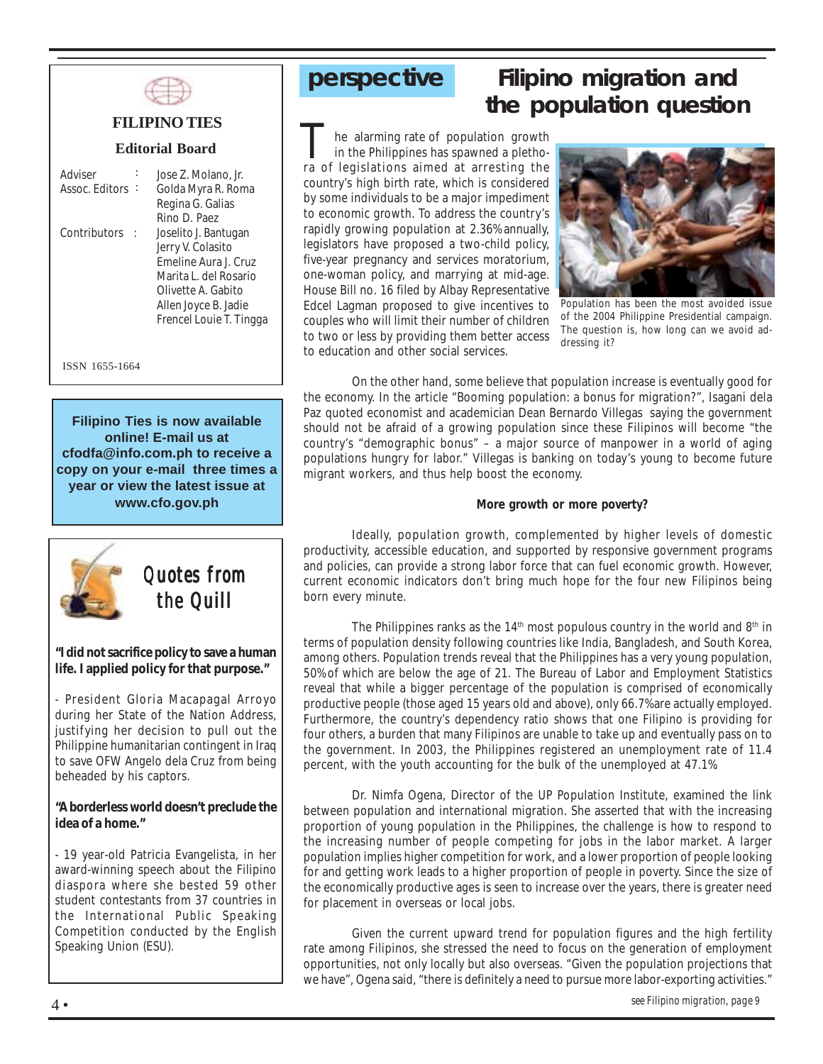## FILIPINO TIES

### Editorial Board

| | | |
|---|---|---|
| Adviser | : | Jose Z. Molano, Jr. |
| Assoc. Editors | : | Golda Myra R. Roma |
| | | Regina G. Galias |
| | | Rino D. Paez |
| Contributors | : | Joselito J. Bantugan |
| | | Jerry V. Colasito |
| | | Emeline Aura J. Cruz |
| | | Marita L. del Rosario |
| | | Olivette A. Gabito |
| | | Allen Joyce B. Jadie |
| | | Frencel Louie T. Tingga |

ISSN 1655-1664

**Filipino Ties is now available online! E-mail us at cfodfa@info.com.ph to receive a copy on your e-mail three times a year or view the latest issue at www.cfo.gov.ph**

## *Quotes from the Quill*

**"I did not sacrifice policy to save a human life. I applied policy for that purpose."**

- President Gloria Macapagal Arroyo during her State of the Nation Address, justifying her decision to pull out the Philippine humanitarian contingent in Iraq to save OFW Angelo dela Cruz from being beheaded by his captors.

**"A borderless world doesn't preclude the idea of a home."**

- 19 year-old Patricia Evangelista, in her award-winning speech about the Filipino diaspora where she bested 59 other student contestants from 37 countries in the International Public Speaking Competition conducted by the English Speaking Union (ESU).

**perspective**

# Filipino migration and the population question

The alarming rate of population growth in the Philippines has spawned a plethora of legislations aimed at arresting the country's high birth rate, which is considered by some individuals to be a major impediment to economic growth. To address the country's rapidly growing population at 2.36% annually, legislators have proposed a two-child policy, five-year pregnancy and services moratorium, one-woman policy, and marrying at mid-age. House Bill no. 16 filed by Albay Representative Edcel Lagman proposed to give incentives to couples who will limit their number of children to two or less by providing them better access to education and other social services.

Population has been the most avoided issue of the 2004 Philippine Presidential campaign. The question is, how long can we avoid addressing it?

On the other hand, some believe that population increase is eventually good for the economy. In the article "Booming population: a bonus for migration?", Isagani dela Paz quoted economist and academician Dean Bernardo Villegas saying the government should not be afraid of a growing population since these Filipinos will become "the country's "demographic bonus" – a major source of manpower in a world of aging populations hungry for labor." Villegas is banking on today's young to become future migrant workers, and thus help boost the economy.

**More growth or more poverty?**

Ideally, population growth, complemented by higher levels of domestic productivity, accessible education, and supported by responsive government programs and policies, can provide a strong labor force that can fuel economic growth. However, current economic indicators don't bring much hope for the four new Filipinos being born every minute.

The Philippines ranks as the 14th most populous country in the world and 8th in terms of population density following countries like India, Bangladesh, and South Korea, among others. Population trends reveal that the Philippines has a very young population, 50% of which are below the age of 21. The Bureau of Labor and Employment Statistics reveal that while a bigger percentage of the population is comprised of economically productive people (those aged 15 years old and above), only 66.7% are actually employed. Furthermore, the country's dependency ratio shows that one Filipino is providing for four others, a burden that many Filipinos are unable to take up and eventually pass on to the government. In 2003, the Philippines registered an unemployment rate of 11.4 percent, with the youth accounting for the bulk of the unemployed at 47.1%.

Dr. Nimfa Ogena, Director of the UP Population Institute, examined the link between population and international migration. She asserted that with the increasing proportion of young population in the Philippines, the challenge is how to respond to the increasing number of people competing for jobs in the labor market. A larger population implies higher competition for work, and a lower proportion of people looking for and getting work leads to a higher proportion of people in poverty. Since the size of the economically productive ages is seen to increase over the years, there is greater need for placement in overseas or local jobs.

Given the current upward trend for population figures and the high fertility rate among Filipinos, she stressed the need to focus on the generation of employment opportunities, not only locally but also overseas. "Given the population projections that we have", Ogena said, "there is definitely a need to pursue more labor-exporting activities."

*see Filipino migration, page 9*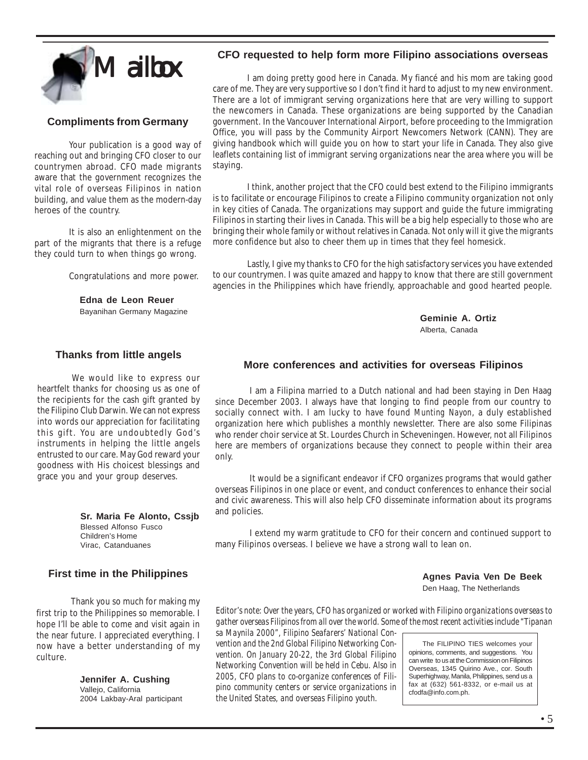# Mailbox

## Compliments from Germany

Your publication is a good way of reaching out and bringing CFO closer to our countrymen abroad. CFO made migrants aware that the government recognizes the vital role of overseas Filipinos in nation building, and value them as the modern-day heroes of the country.

It is also an enlightenment on the part of the migrants that there is a refuge they could turn to when things go wrong.

Congratulations and more power.

**Edna de Leon Reuer**
Bayanihan Germany Magazine

## Thanks from little angels

We would like to express our heartfelt thanks for choosing us as one of the recipients for the cash gift granted by the Filipino Club Darwin. We can not express into words our appreciation for facilitating this gift. You are undoubtedly God's instruments in helping the little angels entrusted to our care. May God reward your goodness with His choicest blessings and grace you and your group deserves.

**Sr. Maria Fe Alonto, Cssjb**
Blessed Alfonso Fusco
Children's Home
Virac, Catanduanes

## First time in the Philippines

Thank you so much for making my first trip to the Philippines so memorable. I hope I'll be able to come and visit again in the near future. I appreciated everything. I now have a better understanding of my culture.

**Jennifer A. Cushing**
Vallejo, California
2004 Lakbay-Aral participant

## CFO requested to help form more Filipino associations overseas

I am doing pretty good here in Canada. My fiancé and his mom are taking good care of me. They are very supportive so I don't find it hard to adjust to my new environment. There are a lot of immigrant serving organizations here that are very willing to support the newcomers in Canada. These organizations are being supported by the Canadian government. In the Vancouver International Airport, before proceeding to the Immigration Office, you will pass by the Community Airport Newcomers Network (CANN). They are giving handbook which will guide you on how to start your life in Canada. They also give leaflets containing list of immigrant serving organizations near the area where you will be staying.

I think, another project that the CFO could best extend to the Filipino immigrants is to facilitate or encourage Filipinos to create a Filipino community organization not only in key cities of Canada. The organizations may support and guide the future immigrating Filipinos in starting their lives in Canada. This will be a big help especially to those who are bringing their whole family or without relatives in Canada. Not only will it give the migrants more confidence but also to cheer them up in times that they feel homesick.

Lastly, I give my thanks to CFO for the high satisfactory services you have extended to our countrymen. I was quite amazed and happy to know that there are still government agencies in the Philippines which have friendly, approachable and good hearted people.

**Geminie A. Ortiz**
Alberta, Canada

## More conferences and activities for overseas Filipinos

I am a Filipina married to a Dutch national and had been staying in Den Haag since December 2003. I always have that longing to find people from our country to socially connect with. I am lucky to have found *Munting Nayon*, a duly established organization here which publishes a monthly newsletter. There are also some Filipinas who render choir service at St. Lourdes Church in Scheveningen. However, not all Filipinos here are members of organizations because they connect to people within their area only.

It would be a significant endeavor if CFO organizes programs that would gather overseas Filipinos in one place or event, and conduct conferences to enhance their social and civic awareness. This will also help CFO disseminate information about its programs and policies.

I extend my warm gratitude to CFO for their concern and continued support to many Filipinos overseas. I believe we have a strong wall to lean on.

**Agnes Pavia Ven De Beek**
Den Haag, The Netherlands

*Editor's note: Over the years, CFO has organized or worked with Filipino organizations overseas to gather overseas Filipinos from all over the world. Some of the most recent activities include "Tipanan sa Maynila 2000", Filipino Seafarers' National Convention and the 2nd Global Filipino Networking Convention. On January 20-22, the 3rd Global Filipino Networking Convention will be held in Cebu. Also in 2005, CFO plans to co-organize conferences of Filipino community centers or service organizations in the United States, and overseas Filipino youth.*

The FILIPINO TIES welcomes your opinions, comments, and suggestions. You can write to us at the Commission on Filipinos Overseas, 1345 Quirino Ave., cor. South Superhighway, Manila, Philippines, send us a fax at (632) 561-8332, or e-mail us at cfodfa@info.com.ph.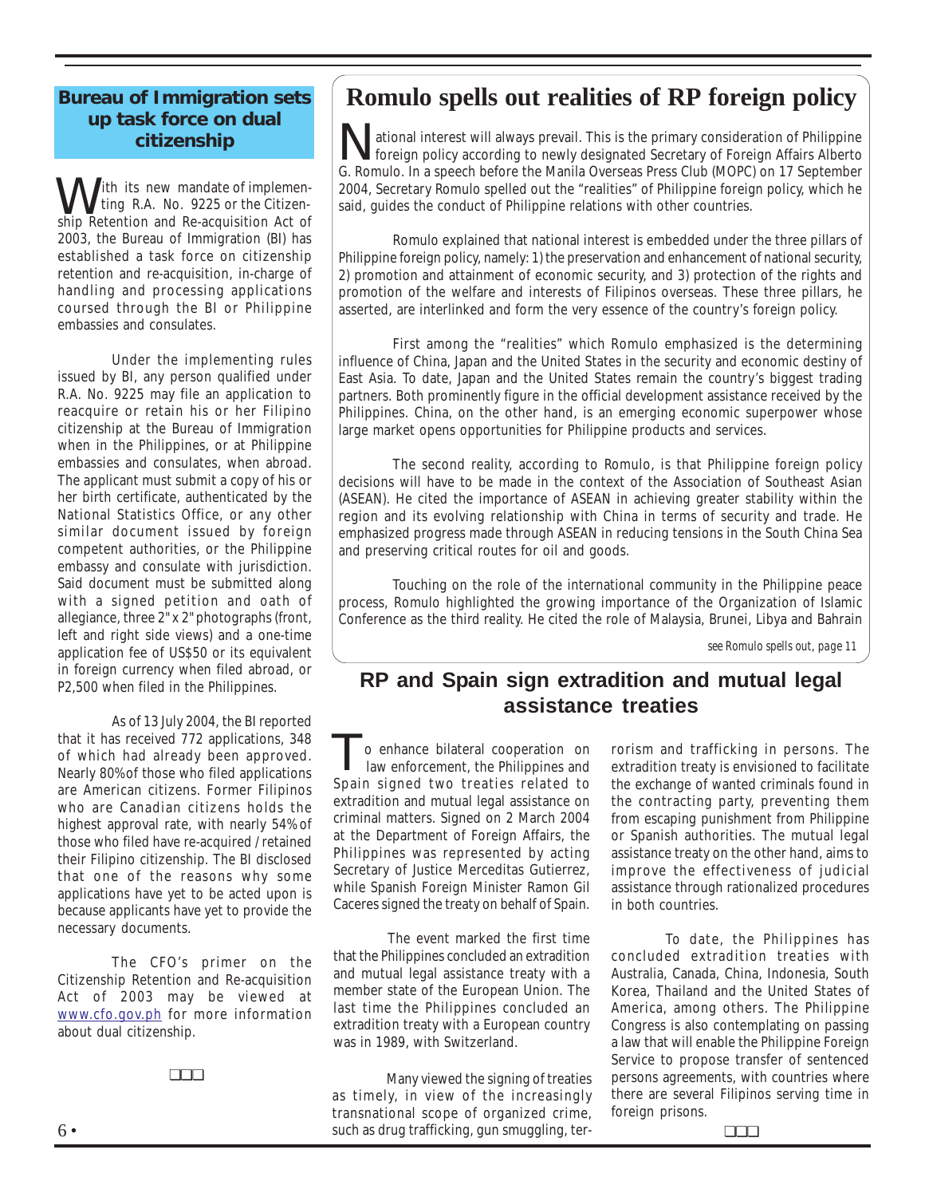## Bureau of Immigration sets up task force on dual citizenship

With its new mandate of implementing R.A. No. 9225 or the Citizenship Retention and Re-acquisition Act of 2003, the Bureau of Immigration (BI) has established a task force on citizenship retention and re-acquisition, in-charge of handling and processing applications coursed through the BI or Philippine embassies and consulates.

Under the implementing rules issued by BI, any person qualified under R.A. No. 9225 may file an application to reacquire or retain his or her Filipino citizenship at the Bureau of Immigration when in the Philippines, or at Philippine embassies and consulates, when abroad. The applicant must submit a copy of his or her birth certificate, authenticated by the National Statistics Office, or any other similar document issued by foreign competent authorities, or the Philippine embassy and consulate with jurisdiction. Said document must be submitted along with a signed petition and oath of allegiance, three 2"x 2" photographs (front, left and right side views) and a one-time application fee of US$50 or its equivalent in foreign currency when filed abroad, or P2,500 when filed in the Philippines.

As of 13 July 2004, the BI reported that it has received 772 applications, 348 of which had already been approved. Nearly 80% of those who filed applications are American citizens. Former Filipinos who are Canadian citizens holds the highest approval rate, with nearly 54% of those who filed have re-acquired / retained their Filipino citizenship. The BI disclosed that one of the reasons why some applications have yet to be acted upon is because applicants have yet to provide the necessary documents.

The CFO's primer on the Citizenship Retention and Re-acquisition Act of 2003 may be viewed at www.cfo.gov.ph for more information about dual citizenship.

❑❑❑

# Romulo spells out realities of RP foreign policy

National interest will always prevail. This is the primary consideration of Philippine foreign policy according to newly designated Secretary of Foreign Affairs Alberto G. Romulo. In a speech before the Manila Overseas Press Club (MOPC) on 17 September 2004, Secretary Romulo spelled out the "realities" of Philippine foreign policy, which he said, guides the conduct of Philippine relations with other countries.

Romulo explained that national interest is embedded under the three pillars of Philippine foreign policy, namely: 1) the preservation and enhancement of national security, 2) promotion and attainment of economic security, and 3) protection of the rights and promotion of the welfare and interests of Filipinos overseas. These three pillars, he asserted, are interlinked and form the very essence of the country's foreign policy.

First among the "realities" which Romulo emphasized is the determining influence of China, Japan and the United States in the security and economic destiny of East Asia. To date, Japan and the United States remain the country's biggest trading partners. Both prominently figure in the official development assistance received by the Philippines. China, on the other hand, is an emerging economic superpower whose large market opens opportunities for Philippine products and services.

The second reality, according to Romulo, is that Philippine foreign policy decisions will have to be made in the context of the Association of Southeast Asian (ASEAN). He cited the importance of ASEAN in achieving greater stability within the region and its evolving relationship with China in terms of security and trade. He emphasized progress made through ASEAN in reducing tensions in the South China Sea and preserving critical routes for oil and goods.

Touching on the role of the international community in the Philippine peace process, Romulo highlighted the growing importance of the Organization of Islamic Conference as the third reality. He cited the role of Malaysia, Brunei, Libya and Bahrain

*see Romulo spells out, page 11*

## RP and Spain sign extradition and mutual legal assistance treaties

To enhance bilateral cooperation on law enforcement, the Philippines and Spain signed two treaties related to extradition and mutual legal assistance on criminal matters. Signed on 2 March 2004 at the Department of Foreign Affairs, the Philippines was represented by acting Secretary of Justice Merceditas Gutierrez, while Spanish Foreign Minister Ramon Gil Caceres signed the treaty on behalf of Spain.

The event marked the first time that the Philippines concluded an extradition and mutual legal assistance treaty with a member state of the European Union. The last time the Philippines concluded an extradition treaty with a European country was in 1989, with Switzerland.

Many viewed the signing of treaties as timely, in view of the increasingly transnational scope of organized crime, such as drug trafficking, gun smuggling, terrorism and trafficking in persons. The extradition treaty is envisioned to facilitate the exchange of wanted criminals found in the contracting party, preventing them from escaping punishment from Philippine or Spanish authorities. The mutual legal assistance treaty on the other hand, aims to improve the effectiveness of judicial assistance through rationalized procedures in both countries.

To date, the Philippines has concluded extradition treaties with Australia, Canada, China, Indonesia, South Korea, Thailand and the United States of America, among others. The Philippine Congress is also contemplating on passing a law that will enable the Philippine Foreign Service to propose transfer of sentenced persons agreements, with countries where there are several Filipinos serving time in foreign prisons.

❑❑❑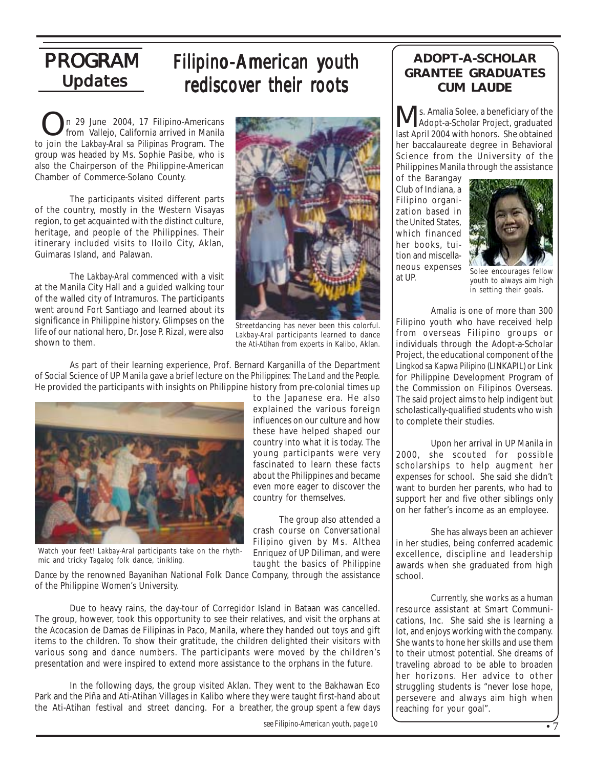# PROGRAM Updates

## Filipino-American youth rediscover their roots

On 29 June 2004, 17 Filipino-Americans from Vallejo, California arrived in Manila to join the *Lakbay-Aral sa Pilipinas* Program. The group was headed by Ms. Sophie Pasibe, who is also the Chairperson of the Philippine-American Chamber of Commerce-Solano County.

The participants visited different parts of the country, mostly in the Western Visayas region, to get acquainted with the distinct culture, heritage, and people of the Philippines. Their itinerary included visits to Iloilo City, Aklan, Guimaras Island, and Palawan.

The *Lakbay-Aral* commenced with a visit at the Manila City Hall and a guided walking tour of the walled city of Intramuros. The participants went around Fort Santiago and learned about its significance in Philippine history. Glimpses on the life of our national hero, Dr. Jose P. Rizal, were also shown to them.

Streetdancing has never been this colorful. *Lakbay-Aral* participants learned to dance the *Ati-Atihan* from experts in Kalibo, Aklan.

As part of their learning experience, Prof. Bernard Karganilla of the Department of Social Science of UP Manila gave a brief lecture on the *Philippines: The Land and the People*. He provided the participants with insights on Philippine history from pre-colonial times up to the Japanese era. He also explained the various foreign influences on our culture and how these have helped shaped our country into what it is today. The young participants were very fascinated to learn these facts about the Philippines and became even more eager to discover the country for themselves.

Watch your feet! *Lakbay-Aral* participants take on the rhythmic and tricky Tagalog folk dance, *tinikling*.

The group also attended a crash course on *Conversational Filipino* given by Ms. Althea Enriquez of UP Diliman, and were taught the basics of *Philippine Dance* by the renowned Bayanihan National Folk Dance Company, through the assistance of the Philippine Women's University.

Due to heavy rains, the day-tour of Corregidor Island in Bataan was cancelled. The group, however, took this opportunity to see their relatives, and visit the orphans at the Acocasion de Damas de Filipinas in Paco, Manila, where they handed out toys and gift items to the children. To show their gratitude, the children delighted their visitors with various song and dance numbers. The participants were moved by the children's presentation and were inspired to extend more assistance to the orphans in the future.

In the following days, the group visited Aklan. They went to the Bakhawan Eco Park and the Piña and Ati-Atihan Villages in Kalibo where they were taught first-hand about the Ati-Atihan festival and street dancing. For a breather, the group spent a few days

*see Filipino-American youth, page 10*

## ADOPT-A-SCHOLAR GRANTEE GRADUATES CUM LAUDE

Ms. Amalia Solee, a beneficiary of the Adopt-a-Scholar Project, graduated last April 2004 with honors. She obtained her baccalaureate degree in Behavioral Science from the University of the Philippines Manila through the assistance of the Barangay Club of Indiana, a Filipino organization based in the United States, which financed her books, tuition and miscellaneous expenses at UP.

Solee encourages fellow youth to always aim high in setting their goals.

Amalia is one of more than 300 Filipino youth who have received help from overseas Filipino groups or individuals through the Adopt-a-Scholar Project, the educational component of the *Lingkod sa Kapwa Pilipino* (LINKAPIL) or Link for Philippine Development Program of the Commission on Filipinos Overseas. The said project aims to help indigent but scholastically-qualified students who wish to complete their studies.

Upon her arrival in UP Manila in 2000, she scouted for possible scholarships to help augment her expenses for school. She said she didn't want to burden her parents, who had to support her and five other siblings only on her father's income as an employee.

She has always been an achiever in her studies, being conferred academic excellence, discipline and leadership awards when she graduated from high school.

Currently, she works as a human resource assistant at Smart Communications, Inc. She said she is learning a lot, and enjoys working with the company. She wants to hone her skills and use them to their utmost potential. She dreams of traveling abroad to be able to broaden her horizons. Her advice to other struggling students is "never lose hope, persevere and always aim high when reaching for your goal".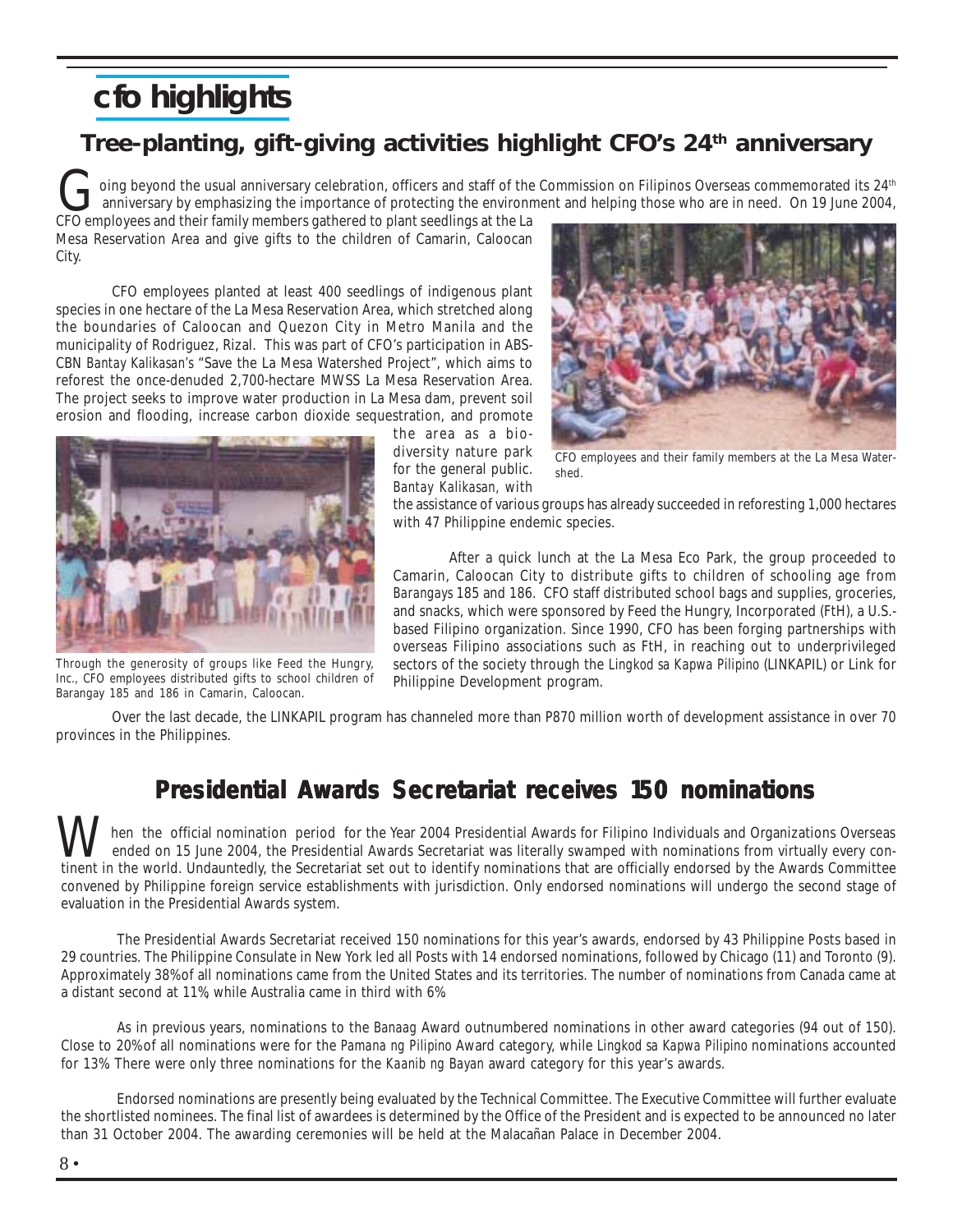# cfo highlights

## Tree-planting, gift-giving activities highlight CFO's 24th anniversary

Going beyond the usual anniversary celebration, officers and staff of the Commission on Filipinos Overseas commemorated its 24th anniversary by emphasizing the importance of protecting the environment and helping those who are in need. On 19 June 2004, CFO employees and their family members gathered to plant seedlings at the La Mesa Reservation Area and give gifts to the children of Camarin, Caloocan City.

CFO employees planted at least 400 seedlings of indigenous plant species in one hectare of the La Mesa Reservation Area, which stretched along the boundaries of Caloocan and Quezon City in Metro Manila and the municipality of Rodriguez, Rizal. This was part of CFO's participation in ABS-CBN *Bantay Kalikasan's* "Save the La Mesa Watershed Project", which aims to reforest the once-denuded 2,700-hectare MWSS La Mesa Reservation Area. The project seeks to improve water production in La Mesa dam, prevent soil erosion and flooding, increase carbon dioxide sequestration, and promote the area as a bio-diversity nature park for the general public. *Bantay Kalikasan*, with the assistance of various groups has already succeeded in reforesting 1,000 hectares with 47 Philippine endemic species.

CFO employees and their family members at the La Mesa Watershed.

After a quick lunch at the La Mesa Eco Park, the group proceeded to Camarin, Caloocan City to distribute gifts to children of schooling age from *Barangays* 185 and 186. CFO staff distributed school bags and supplies, groceries, and snacks, which were sponsored by Feed the Hungry, Incorporated (FtH), a U.S.-based Filipino organization. Since 1990, CFO has been forging partnerships with overseas Filipino associations such as FtH, in reaching out to underprivileged sectors of the society through the *Lingkod sa Kapwa Pilipino* (LINKAPIL) or Link for Philippine Development program.

Through the generosity of groups like Feed the Hungry, Inc., CFO employees distributed gifts to school children of Barangay 185 and 186 in Camarin, Caloocan.

Over the last decade, the LINKAPIL program has channeled more than P870 million worth of development assistance in over 70 provinces in the Philippines.

## Presidential Awards Secretariat receives 150 nominations

When the official nomination period for the Year 2004 Presidential Awards for Filipino Individuals and Organizations Overseas ended on 15 June 2004, the Presidential Awards Secretariat was literally swamped with nominations from virtually every continent in the world. Undauntedly, the Secretariat set out to identify nominations that are officially endorsed by the Awards Committee convened by Philippine foreign service establishments with jurisdiction. Only endorsed nominations will undergo the second stage of evaluation in the Presidential Awards system.

The Presidential Awards Secretariat received 150 nominations for this year's awards, endorsed by 43 Philippine Posts based in 29 countries. The Philippine Consulate in New York led all Posts with 14 endorsed nominations, followed by Chicago (11) and Toronto (9). Approximately 38% of all nominations came from the United States and its territories. The number of nominations from Canada came at a distant second at 11%, while Australia came in third with 6%.

As in previous years, nominations to the *Banaag* Award outnumbered nominations in other award categories (94 out of 150). Close to 20% of all nominations were for the *Pamana ng Pilipino* Award category, while *Lingkod sa Kapwa Pilipino* nominations accounted for 13%. There were only three nominations for the *Kaanib ng Bayan* award category for this year's awards.

Endorsed nominations are presently being evaluated by the Technical Committee. The Executive Committee will further evaluate the shortlisted nominees. The final list of awardees is determined by the Office of the President and is expected to be announced no later than 31 October 2004. The awarding ceremonies will be held at the Malacañan Palace in December 2004.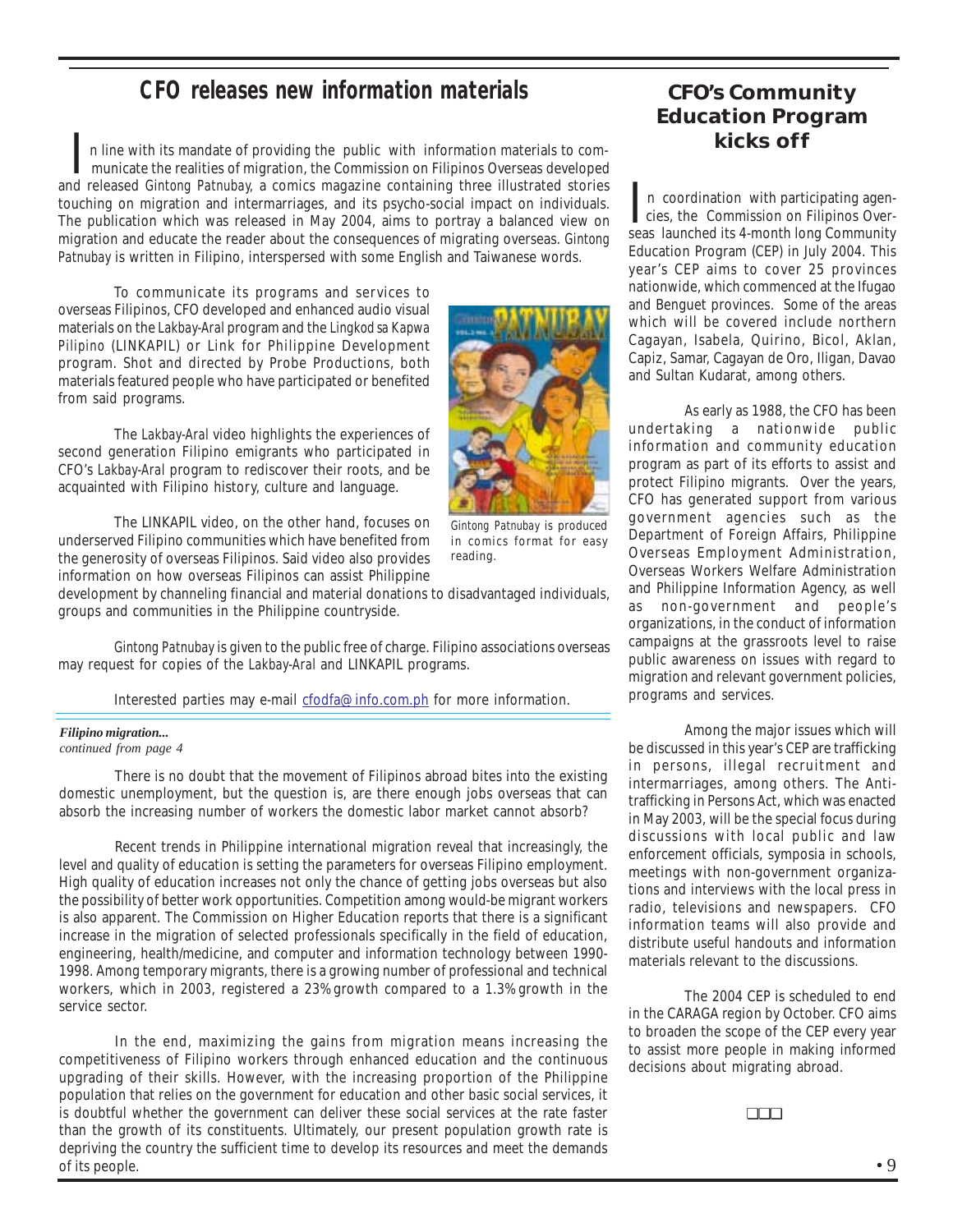## CFO releases new information materials

In line with its mandate of providing the public with information materials to communicate the realities of migration, the Commission on Filipinos Overseas developed and released *Gintong Patnubay*, a comics magazine containing three illustrated stories touching on migration and intermarriages, and its psycho-social impact on individuals. The publication which was released in May 2004, aims to portray a balanced view on migration and educate the reader about the consequences of migrating overseas. *Gintong Patnubay* is written in Filipino, interspersed with some English and Taiwanese words.

To communicate its programs and services to overseas Filipinos, CFO developed and enhanced audio visual materials on the *Lakbay-Aral* program and the *Lingkod sa Kapwa Pilipino* (LINKAPIL) or Link for Philippine Development program. Shot and directed by Probe Productions, both materials featured people who have participated or benefited from said programs.

The *Lakbay-Aral* video highlights the experiences of second generation Filipino emigrants who participated in CFO's *Lakbay-Aral* program to rediscover their roots, and be acquainted with Filipino history, culture and language.

*Gintong Patnubay* is produced in comics format for easy reading.

The LINKAPIL video, on the other hand, focuses on underserved Filipino communities which have benefited from the generosity of overseas Filipinos. Said video also provides information on how overseas Filipinos can assist Philippine development by channeling financial and material donations to disadvantaged individuals, groups and communities in the Philippine countryside.

*Gintong Patnubay* is given to the public free of charge. Filipino associations overseas may request for copies of the *Lakbay-Aral* and LINKAPIL programs.

Interested parties may e-mail cfodfa@info.com.ph for more information.

***Filipino migration...***
*continued from page 4*

There is no doubt that the movement of Filipinos abroad bites into the existing domestic unemployment, but the question is, are there enough jobs overseas that can absorb the increasing number of workers the domestic labor market cannot absorb?

Recent trends in Philippine international migration reveal that increasingly, the level and quality of education is setting the parameters for overseas Filipino employment. High quality of education increases not only the chance of getting jobs overseas but also the possibility of better work opportunities. Competition among would-be migrant workers is also apparent. The Commission on Higher Education reports that there is a significant increase in the migration of selected professionals specifically in the field of education, engineering, health/medicine, and computer and information technology between 1990-1998. Among temporary migrants, there is a growing number of professional and technical workers, which in 2003, registered a 23% growth compared to a 1.3% growth in the service sector.

In the end, maximizing the gains from migration means increasing the competitiveness of Filipino workers through enhanced education and the continuous upgrading of their skills. However, with the increasing proportion of the Philippine population that relies on the government for education and other basic social services, it is doubtful whether the government can deliver these social services at the rate faster than the growth of its constituents. Ultimately, our present population growth rate is depriving the country the sufficient time to develop its resources and meet the demands of its people.

## CFO's Community Education Program kicks off

In coordination with participating agencies, the Commission on Filipinos Overseas launched its 4-month long Community Education Program (CEP) in July 2004. This year's CEP aims to cover 25 provinces nationwide, which commenced at the Ifugao and Benguet provinces. Some of the areas which will be covered include northern Cagayan, Isabela, Quirino, Bicol, Aklan, Capiz, Samar, Cagayan de Oro, Iligan, Davao and Sultan Kudarat, among others.

As early as 1988, the CFO has been undertaking a nationwide public information and community education program as part of its efforts to assist and protect Filipino migrants. Over the years, CFO has generated support from various government agencies such as the Department of Foreign Affairs, Philippine Overseas Employment Administration, Overseas Workers Welfare Administration and Philippine Information Agency, as well as non-government and people's organizations, in the conduct of information campaigns at the grassroots level to raise public awareness on issues with regard to migration and relevant government policies, programs and services.

Among the major issues which will be discussed in this year's CEP are trafficking in persons, illegal recruitment and intermarriages, among others. The Anti-trafficking in Persons Act, which was enacted in May 2003, will be the special focus during discussions with local public and law enforcement officials, symposia in schools, meetings with non-government organizations and interviews with the local press in radio, televisions and newspapers. CFO information teams will also provide and distribute useful handouts and information materials relevant to the discussions.

The 2004 CEP is scheduled to end in the CARAGA region by October. CFO aims to broaden the scope of the CEP every year to assist more people in making informed decisions about migrating abroad.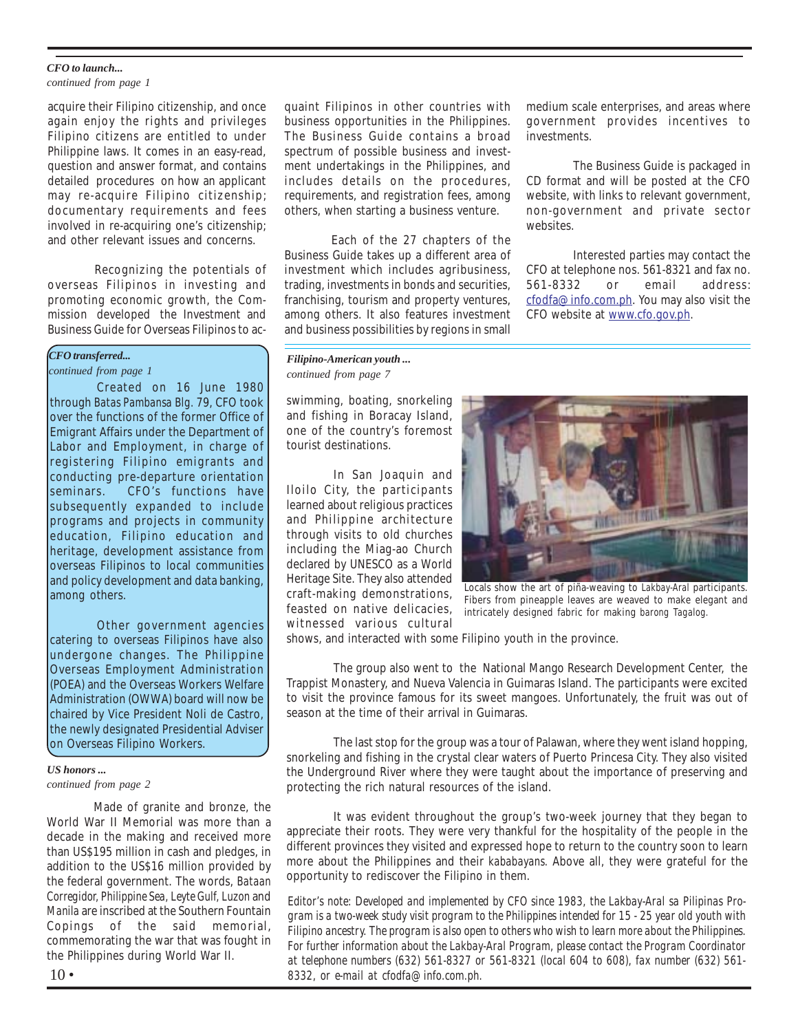***CFO to launch...***
*continued from page 1*

acquire their Filipino citizenship, and once again enjoy the rights and privileges Filipino citizens are entitled to under Philippine laws. It comes in an easy-read, question and answer format, and contains detailed procedures on how an applicant may re-acquire Filipino citizenship; documentary requirements and fees involved in re-acquiring one's citizenship; and other relevant issues and concerns.

Recognizing the potentials of overseas Filipinos in investing and promoting economic growth, the Commission developed the Investment and Business Guide for Overseas Filipinos to acquaint Filipinos in other countries with business opportunities in the Philippines. The Business Guide contains a broad spectrum of possible business and investment undertakings in the Philippines, and includes details on the procedures, requirements, and registration fees, among others, when starting a business venture.

Each of the 27 chapters of the Business Guide takes up a different area of investment which includes agribusiness, trading, investments in bonds and securities, franchising, tourism and property ventures, among others. It also features investment and business possibilities by regions in small medium scale enterprises, and areas where government provides incentives to investments.

The Business Guide is packaged in CD format and will be posted at the CFO website, with links to relevant government, non-government and private sector websites.

Interested parties may contact the CFO at telephone nos. 561-8321 and fax no. 561-8332 or email address: cfodfa@info.com.ph. You may also visit the CFO website at www.cfo.gov.ph.

***CFO transferred...***
*continued from page 1*

Created on 16 June 1980 through Batas Pambansa Blg. 79, CFO took over the functions of the former Office of Emigrant Affairs under the Department of Labor and Employment, in charge of registering Filipino emigrants and conducting pre-departure orientation seminars. CFO's functions have subsequently expanded to include programs and projects in community education, Filipino education and heritage, development assistance from overseas Filipinos to local communities and policy development and data banking, among others.

Other government agencies catering to overseas Filipinos have also undergone changes. The Philippine Overseas Employment Administration (POEA) and the Overseas Workers Welfare Administration (OWWA) board will now be chaired by Vice President Noli de Castro, the newly designated Presidential Adviser on Overseas Filipino Workers.

***US honors ...***
*continued from page 2*

Made of granite and bronze, the World War II Memorial was more than a decade in the making and received more than US$195 million in cash and pledges, in addition to the US$16 million provided by the federal government. The words, *Bataan Corregidor*, *Philippine Sea*, *Leyte Gulf*, *Luzon* and *Manila* are inscribed at the Southern Fountain Copings of the said memorial, commemorating the war that was fought in the Philippines during World War II.

***Filipino-American youth ...***
*continued from page 7*

swimming, boating, snorkeling and fishing in Boracay Island, one of the country's foremost tourist destinations.

In San Joaquin and Iloilo City, the participants learned about religious practices and Philippine architecture through visits to old churches including the Miag-ao Church declared by UNESCO as a World Heritage Site. They also attended craft-making demonstrations, feasted on native delicacies, witnessed various cultural shows, and interacted with some Filipino youth in the province.

Locals show the art of piña-weaving to Lakbay-Aral participants. Fibers from pineapple leaves are weaved to make elegant and intricately designed fabric for making *barong Tagalog*.

The group also went to the National Mango Research Development Center, the Trappist Monastery, and Nueva Valencia in Guimaras Island. The participants were excited to visit the province famous for its sweet mangoes. Unfortunately, the fruit was out of season at the time of their arrival in Guimaras.

The last stop for the group was a tour of Palawan, where they went island hopping, snorkeling and fishing in the crystal clear waters of Puerto Princesa City. They also visited the Underground River where they were taught about the importance of preserving and protecting the rich natural resources of the island.

It was evident throughout the group's two-week journey that they began to appreciate their roots. They were very thankful for the hospitality of the people in the different provinces they visited and expressed hope to return to the country soon to learn more about the Philippines and their *kababayans*. Above all, they were grateful for the opportunity to rediscover the Filipino in them.

*Editor's note: Developed and implemented by CFO since 1983, the Lakbay-Aral sa Pilipinas Program is a two-week study visit program to the Philippines intended for 15 - 25 year old youth with Filipino ancestry. The program is also open to others who wish to learn more about the Philippines. For further information about the Lakbay-Aral Program, please contact the Program Coordinator at telephone numbers (632) 561-8327 or 561-8321 (local 604 to 608), fax number (632) 561-8332, or e-mail at cfodfa@info.com.ph.*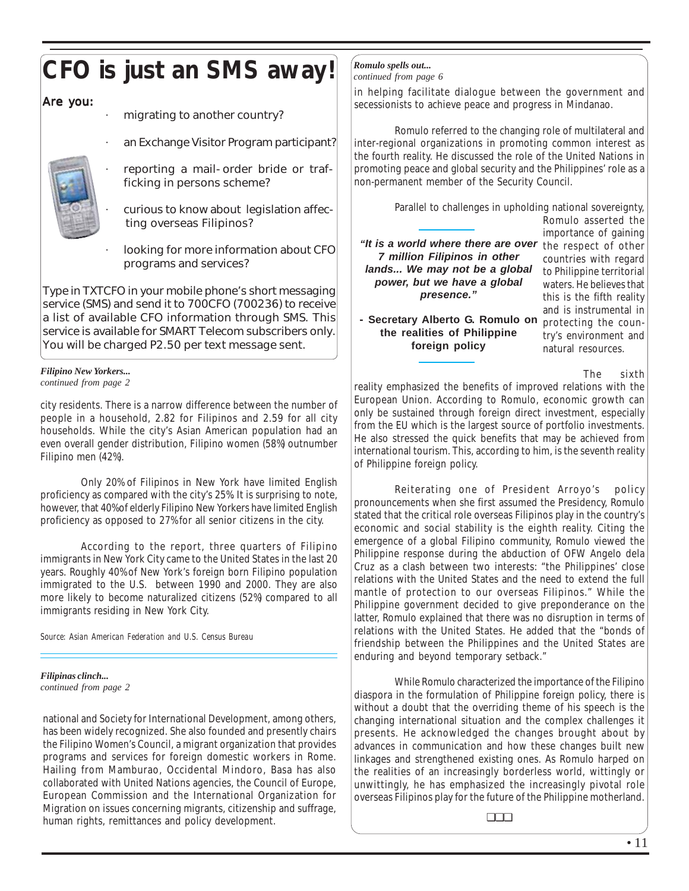# CFO is just an SMS away!

**Are you:**

- migrating to another country?
- an Exchange Visitor Program participant?
- reporting a mail-order bride or trafficking in persons scheme?
- curious to know about legislation affecting overseas Filipinos?
- looking for more information about CFO programs and services?

Type in TXTCFO in your mobile phone's short messaging service (SMS) and send it to 700CFO (700236) to receive a list of available CFO information through SMS. This service is available for SMART Telecom subscribers only. You will be charged P2.50 per text message sent.

***Filipino New Yorkers...***
*continued from page 2*

city residents. There is a narrow difference between the number of people in a household, 2.82 for Filipinos and 2.59 for all city households. While the city's Asian American population had an even overall gender distribution, Filipino women (58%) outnumber Filipino men (42%).

Only 20% of Filipinos in New York have limited English proficiency as compared with the city's 25%. It is surprising to note, however, that 40% of elderly Filipino New Yorkers have limited English proficiency as opposed to 27% for all senior citizens in the city.

According to the report, three quarters of Filipino immigrants in New York City came to the United States in the last 20 years. Roughly 40% of New York's foreign born Filipino population immigrated to the U.S. between 1990 and 2000. They are also more likely to become naturalized citizens (52%) compared to all immigrants residing in New York City.

*Source: Asian American Federation and U.S. Census Bureau*

***Filipinas clinch...***
*continued from page 2*

national and Society for International Development, among others, has been widely recognized. She also founded and presently chairs the Filipino Women's Council, a migrant organization that provides programs and services for foreign domestic workers in Rome. Hailing from Mamburao, Occidental Mindoro, Basa has also collaborated with United Nations agencies, the Council of Europe, European Commission and the International Organization for Migration on issues concerning migrants, citizenship and suffrage, human rights, remittances and policy development.

***Romulo spells out...***
*continued from page 6*

in helping facilitate dialogue between the government and secessionists to achieve peace and progress in Mindanao.

Romulo referred to the changing role of multilateral and inter-regional organizations in promoting common interest as the fourth reality. He discussed the role of the United Nations in promoting peace and global security and the Philippines' role as a non-permanent member of the Security Council.

Parallel to challenges in upholding national sovereignty, Romulo asserted the importance of gaining the respect of other countries with regard to Philippine territorial waters. He believes that this is the fifth reality and is instrumental in protecting the country's environment and natural resources.

> ***"It is a world where there are over 7 million Filipinos in other lands... We may not be a global power, but we have a global presence."***
>
> **- Secretary Alberto G. Romulo on the realities of Philippine foreign policy**

The sixth reality emphasized the benefits of improved relations with the European Union. According to Romulo, economic growth can only be sustained through foreign direct investment, especially from the EU which is the largest source of portfolio investments. He also stressed the quick benefits that may be achieved from international tourism. This, according to him, is the seventh reality of Philippine foreign policy.

Reiterating one of President Arroyo's policy pronouncements when she first assumed the Presidency, Romulo stated that the critical role overseas Filipinos play in the country's economic and social stability is the eighth reality. Citing the emergence of a global Filipino community, Romulo viewed the Philippine response during the abduction of OFW Angelo dela Cruz as a clash between two interests: "the Philippines' close relations with the United States and the need to extend the full mantle of protection to our overseas Filipinos." While the Philippine government decided to give preponderance on the latter, Romulo explained that there was no disruption in terms of relations with the United States. He added that the "bonds of friendship between the Philippines and the United States are enduring and beyond temporary setback."

While Romulo characterized the importance of the Filipino diaspora in the formulation of Philippine foreign policy, there is without a doubt that the overriding theme of his speech is the changing international situation and the complex challenges it presents. He acknowledged the changes brought about by advances in communication and how these changes built new linkages and strengthened existing ones. As Romulo harped on the realities of an increasingly borderless world, wittingly or unwittingly, he has emphasized the increasingly pivotal role overseas Filipinos play for the future of the Philippine motherland.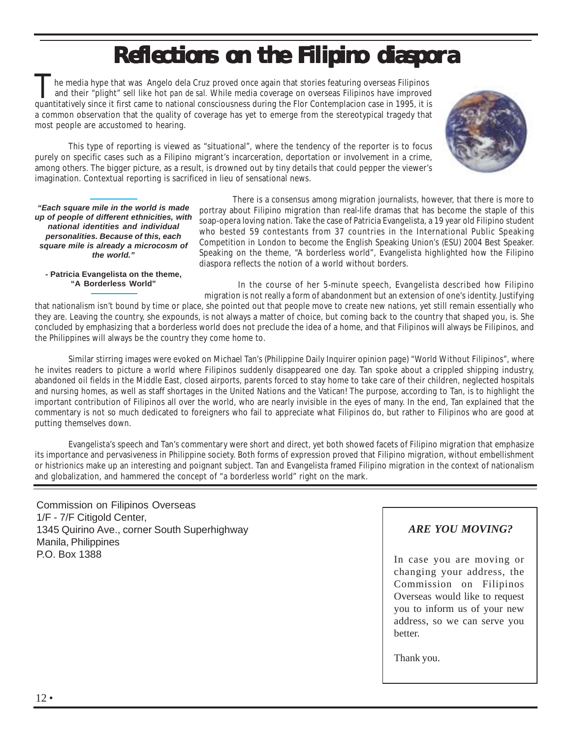# Reflections on the Filipino diaspora

The media hype that was Angelo dela Cruz proved once again that stories featuring overseas Filipinos and their "plight" sell like hot *pan de sal*. While media coverage on overseas Filipinos have improved quantitatively since it first came to national consciousness during the Flor Contemplacion case in 1995, it is a common observation that the quality of coverage has yet to emerge from the stereotypical tragedy that most people are accustomed to hearing.

This type of reporting is viewed as "situational", where the tendency of the reporter is to focus purely on specific cases such as a Filipino migrant's incarceration, deportation or involvement in a crime, among others. The bigger picture, as a result, is drowned out by tiny details that could pepper the viewer's imagination. Contextual reporting is sacrificed in lieu of sensational news.

> ***"Each square mile in the world is made up of people of different ethnicities, with national identities and individual personalities. Because of this, each square mile is already a microcosm of the world."***
>
> **- Patricia Evangelista on the theme, "A Borderless World"**

There is a consensus among migration journalists, however, that there is more to portray about Filipino migration than real-life dramas that has become the staple of this soap-opera loving nation. Take the case of Patricia Evangelista, a 19 year old Filipino student who bested 59 contestants from 37 countries in the International Public Speaking Competition in London to become the English Speaking Union's (ESU) 2004 Best Speaker. Speaking on the theme, "A borderless world", Evangelista highlighted how the Filipino diaspora reflects the notion of a world without borders.

In the course of her 5-minute speech, Evangelista described how Filipino migration is not really a form of abandonment but an extension of one's identity. Justifying that nationalism isn't bound by time or place, she pointed out that people move to create new nations, yet still remain essentially who they are. Leaving the country, she expounds, is not always a matter of choice, but coming back to the country that shaped you, is. She concluded by emphasizing that a borderless world does not preclude the idea of a home, and that Filipinos will always be Filipinos, and the Philippines will always be the country they come home to.

Similar stirring images were evoked on Michael Tan's (Philippine Daily Inquirer opinion page) "World Without Filipinos", where he invites readers to picture a world where Filipinos suddenly disappeared one day. Tan spoke about a crippled shipping industry, abandoned oil fields in the Middle East, closed airports, parents forced to stay home to take care of their children, neglected hospitals and nursing homes, as well as staff shortages in the United Nations and the Vatican! The purpose, according to Tan, is to highlight the important contribution of Filipinos all over the world, who are nearly invisible in the eyes of many. In the end, Tan explained that the commentary is not so much dedicated to foreigners who fail to appreciate what Filipinos do, but rather to Filipinos who are good at putting themselves down.

Evangelista's speech and Tan's commentary were short and direct, yet both showed facets of Filipino migration that emphasize its importance and pervasiveness in Philippine society. Both forms of expression proved that Filipino migration, without embellishment or histrionics make up an interesting and poignant subject. Tan and Evangelista framed Filipino migration in the context of nationalism and globalization, and hammered the concept of "a borderless world" right on the mark.

---

Commission on Filipinos Overseas
1/F - 7/F Citigold Center,
1345 Quirino Ave., corner South Superhighway
Manila, Philippines
P.O. Box 1388

***ARE YOU MOVING?***

In case you are moving or changing your address, the Commission on Filipinos Overseas would like to request you to inform us of your new address, so we can serve you better.

Thank you.